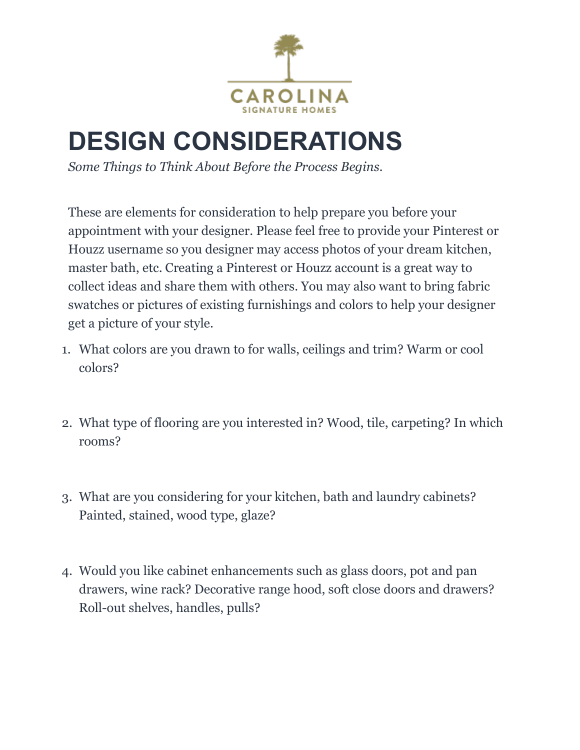CAROLINA
SIGNATURE HOMES

# DESIGN CONSIDERATIONS

*Some Things to Think About Before the Process Begins.*

These are elements for consideration to help prepare you before your appointment with your designer. Please feel free to provide your Pinterest or Houzz username so you designer may access photos of your dream kitchen, master bath, etc. Creating a Pinterest or Houzz account is a great way to collect ideas and share them with others. You may also want to bring fabric swatches or pictures of existing furnishings and colors to help your designer get a picture of your style.

1. What colors are you drawn to for walls, ceilings and trim? Warm or cool colors?

2. What type of flooring are you interested in? Wood, tile, carpeting? In which rooms?

3. What are you considering for your kitchen, bath and laundry cabinets? Painted, stained, wood type, glaze?

4. Would you like cabinet enhancements such as glass doors, pot and pan drawers, wine rack? Decorative range hood, soft close doors and drawers? Roll-out shelves, handles, pulls?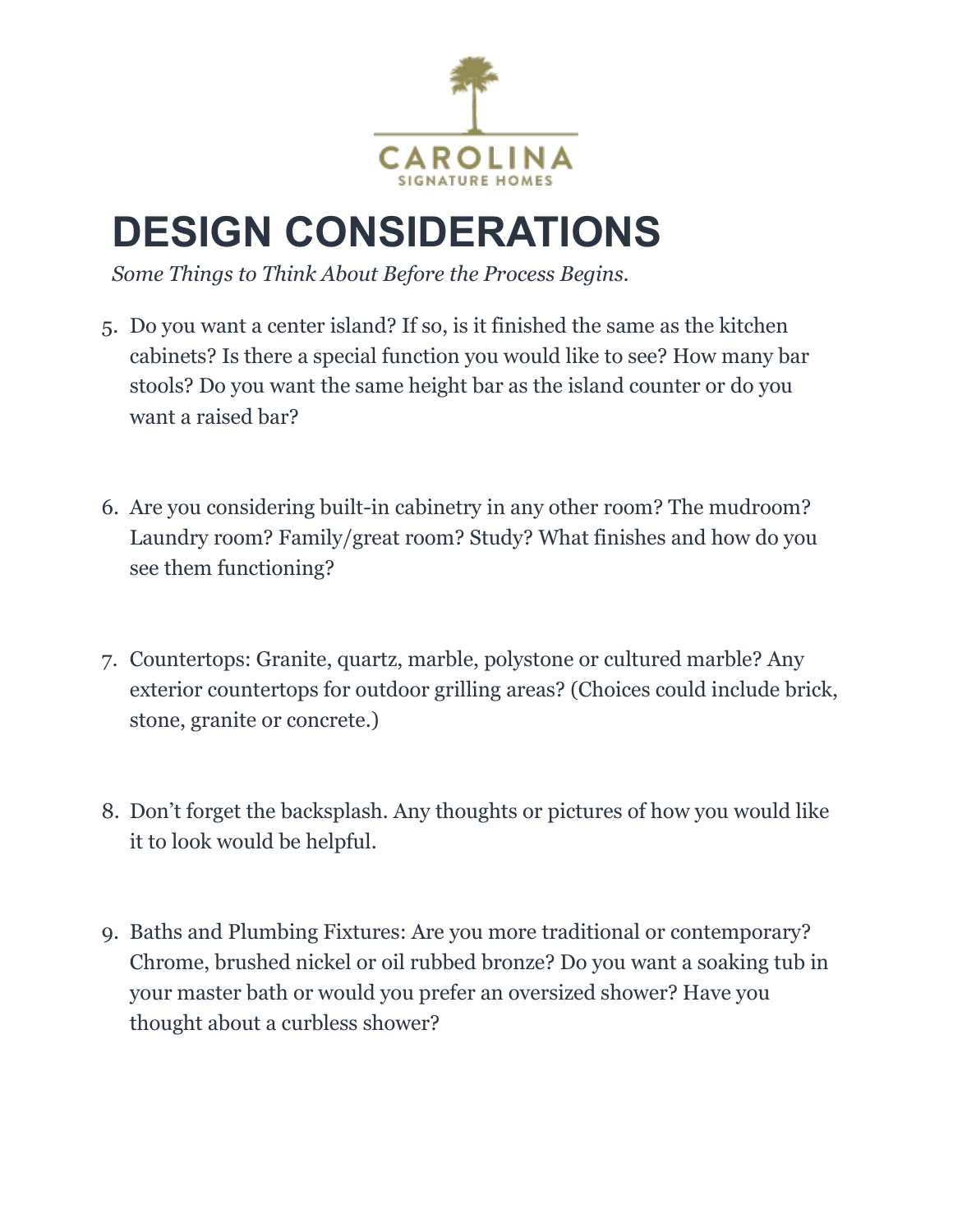CAROLINA
SIGNATURE HOMES

# DESIGN CONSIDERATIONS

*Some Things to Think About Before the Process Begins.*

5. Do you want a center island? If so, is it finished the same as the kitchen cabinets? Is there a special function you would like to see? How many bar stools? Do you want the same height bar as the island counter or do you want a raised bar?

6. Are you considering built-in cabinetry in any other room? The mudroom? Laundry room? Family/great room? Study? What finishes and how do you see them functioning?

7. Countertops: Granite, quartz, marble, polystone or cultured marble? Any exterior countertops for outdoor grilling areas? (Choices could include brick, stone, granite or concrete.)

8. Don't forget the backsplash. Any thoughts or pictures of how you would like it to look would be helpful.

9. Baths and Plumbing Fixtures: Are you more traditional or contemporary? Chrome, brushed nickel or oil rubbed bronze? Do you want a soaking tub in your master bath or would you prefer an oversized shower? Have you thought about a curbless shower?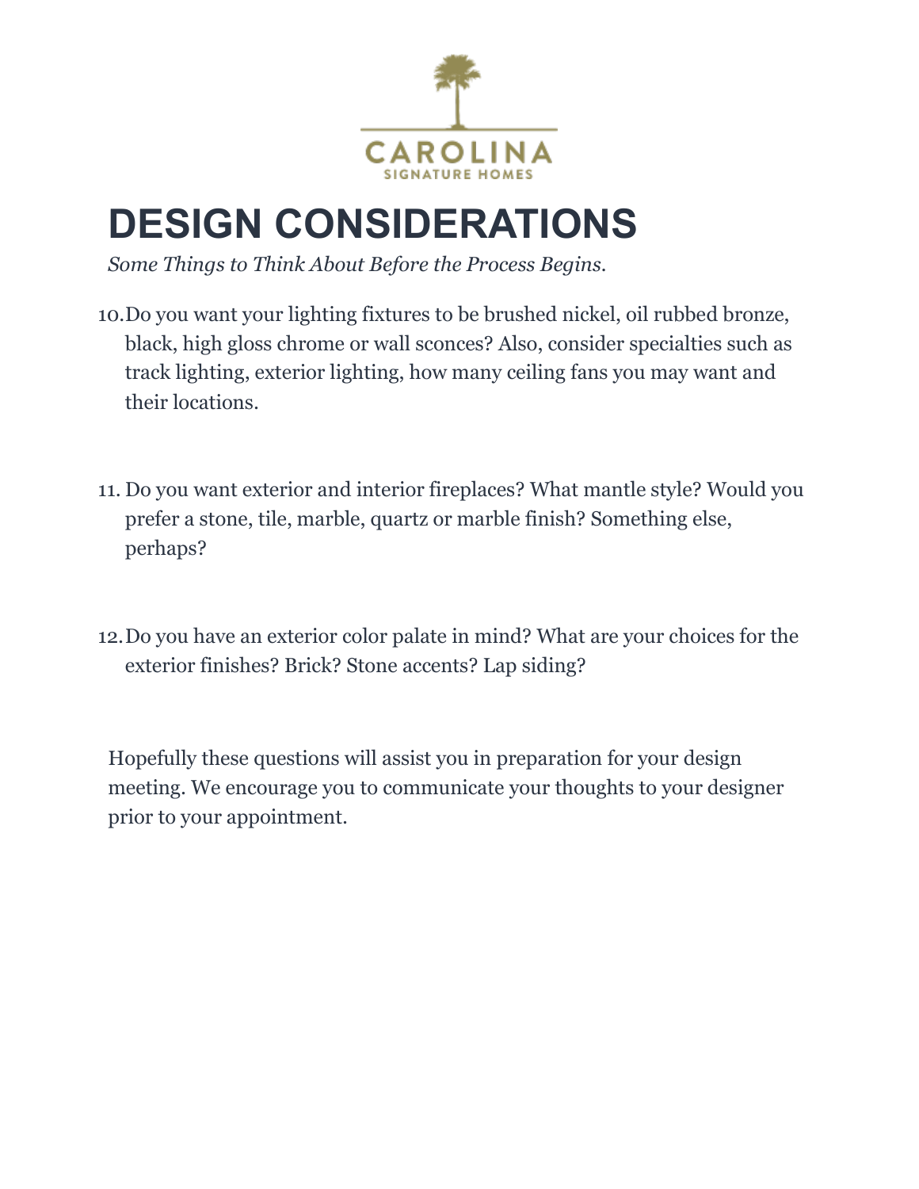CAROLINA
SIGNATURE HOMES

# DESIGN CONSIDERATIONS

*Some Things to Think About Before the Process Begins.*

10. Do you want your lighting fixtures to be brushed nickel, oil rubbed bronze, black, high gloss chrome or wall sconces? Also, consider specialties such as track lighting, exterior lighting, how many ceiling fans you may want and their locations.

11. Do you want exterior and interior fireplaces? What mantle style? Would you prefer a stone, tile, marble, quartz or marble finish? Something else, perhaps?

12. Do you have an exterior color palate in mind? What are your choices for the exterior finishes? Brick? Stone accents? Lap siding?

Hopefully these questions will assist you in preparation for your design meeting. We encourage you to communicate your thoughts to your designer prior to your appointment.